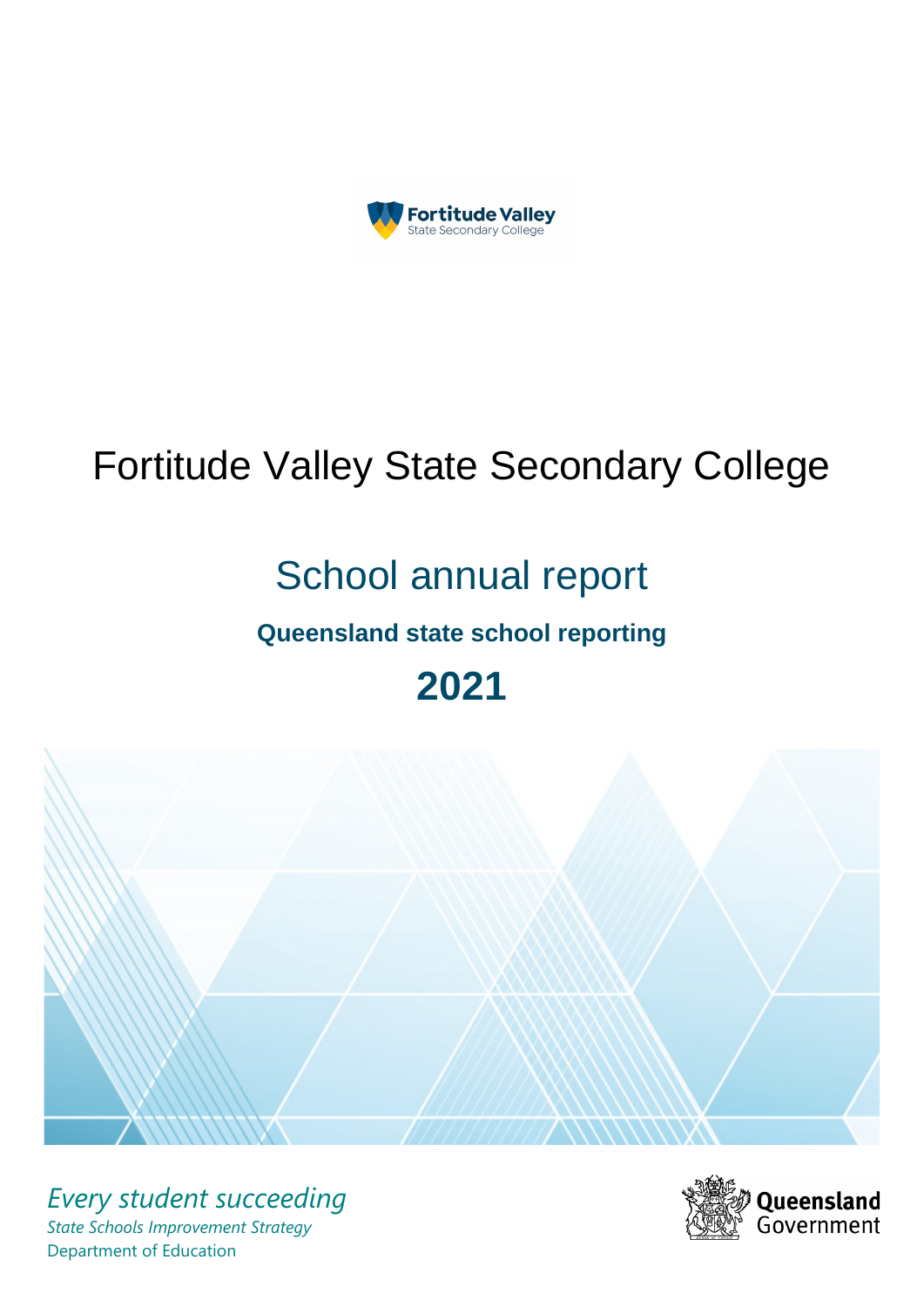Fortitude Valley
State Secondary College

# Fortitude Valley State Secondary College

## School annual report

### Queensland state school reporting

## 2021

*Every student succeeding*

*State Schools Improvement Strategy*

Department of Education

Queensland Government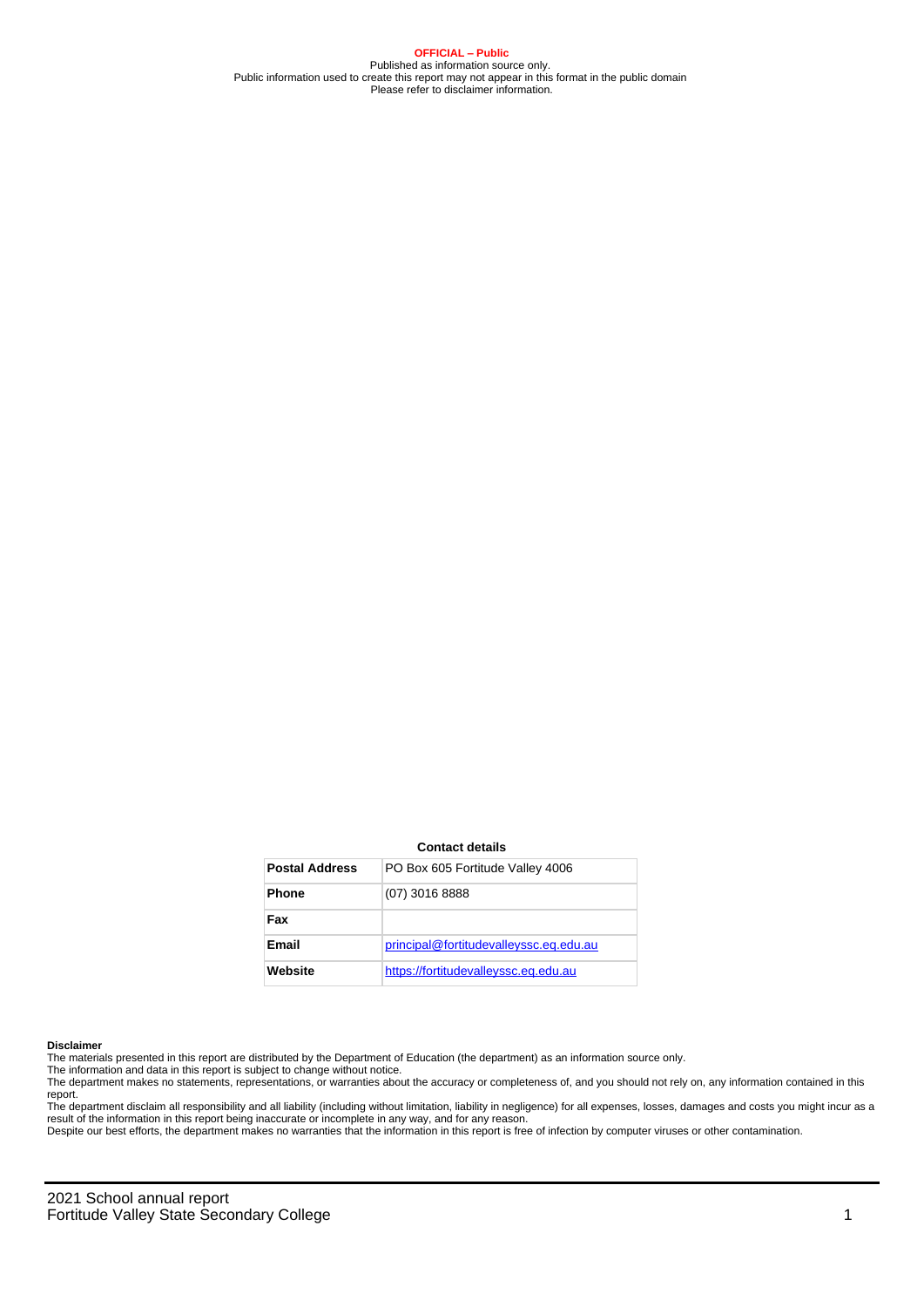**OFFICIAL – Public**
Published as information source only.
Public information used to create this report may not appear in this format in the public domain
Please refer to disclaimer information.

**Contact details**

| Postal Address | PO Box 605 Fortitude Valley 4006 |
|---|---|
| Phone | (07) 3016 8888 |
| Fax | |
| Email | principal@fortitudevalleyssc.eq.edu.au |
| Website | https://fortitudevalleyssc.eq.edu.au |

**Disclaimer**
The materials presented in this report are distributed by the Department of Education (the department) as an information source only.
The information and data in this report is subject to change without notice.
The department makes no statements, representations, or warranties about the accuracy or completeness of, and you should not rely on, any information contained in this report.
The department disclaim all responsibility and all liability (including without limitation, liability in negligence) for all expenses, losses, damages and costs you might incur as a result of the information in this report being inaccurate or incomplete in any way, and for any reason.
Despite our best efforts, the department makes no warranties that the information in this report is free of infection by computer viruses or other contamination.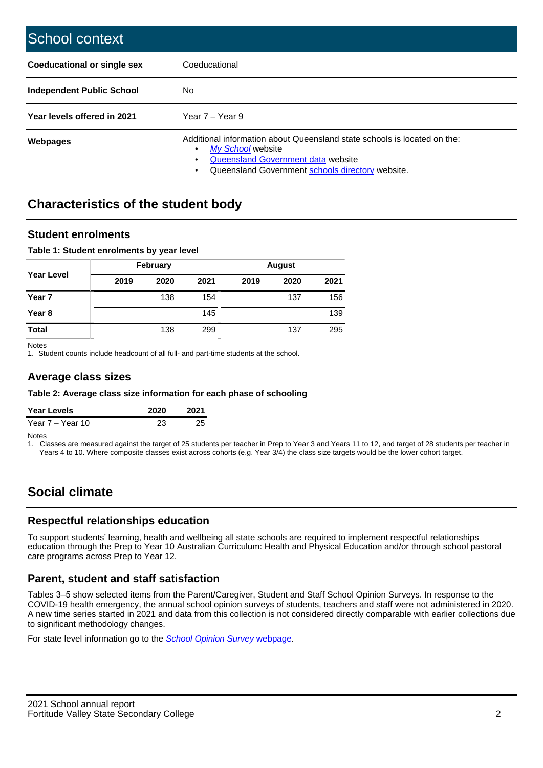# School context

| | |
|---|---|
| **Coeducational or single sex** | Coeducational |
| **Independent Public School** | No |
| **Year levels offered in 2021** | Year 7 – Year 9 |
| **Webpages** | Additional information about Queensland state schools is located on the:<br>• *My School* website<br>• Queensland Government data website<br>• Queensland Government schools directory website. |

## Characteristics of the student body

### Student enrolments

**Table 1: Student enrolments by year level**

| Year Level | February | | | August | | |
|---|---|---|---|---|---|---|
| | 2019 | 2020 | 2021 | 2019 | 2020 | 2021 |
| **Year 7** | | 138 | 154 | | 137 | 156 |
| **Year 8** | | | 145 | | | 139 |
| **Total** | | 138 | 299 | | 137 | 295 |

Notes

1. Student counts include headcount of all full- and part-time students at the school.

### Average class sizes

**Table 2: Average class size information for each phase of schooling**

| Year Levels | 2020 | 2021 |
|---|---|---|
| Year 7 – Year 10 | 23 | 25 |

Notes

1. Classes are measured against the target of 25 students per teacher in Prep to Year 3 and Years 11 to 12, and target of 28 students per teacher in Years 4 to 10. Where composite classes exist across cohorts (e.g. Year 3/4) the class size targets would be the lower cohort target.

## Social climate

### Respectful relationships education

To support students' learning, health and wellbeing all state schools are required to implement respectful relationships education through the Prep to Year 10 Australian Curriculum: Health and Physical Education and/or through school pastoral care programs across Prep to Year 12.

### Parent, student and staff satisfaction

Tables 3–5 show selected items from the Parent/Caregiver, Student and Staff School Opinion Surveys. In response to the COVID-19 health emergency, the annual school opinion surveys of students, teachers and staff were not administered in 2020. A new time series started in 2021 and data from this collection is not considered directly comparable with earlier collections due to significant methodology changes.

For state level information go to the *School Opinion Survey* webpage.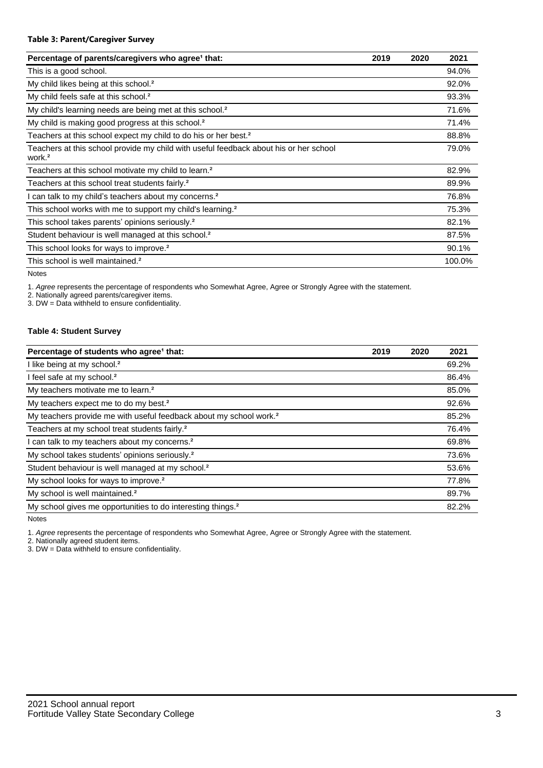**Table 3: Parent/Caregiver Survey**

| Percentage of parents/caregivers who agree[1] that: | 2019 | 2020 | 2021 |
|---|---|---|---|
| This is a good school. | | | 94.0% |
| My child likes being at this school.[2] | | | 92.0% |
| My child feels safe at this school.[2] | | | 93.3% |
| My child's learning needs are being met at this school.[2] | | | 71.6% |
| My child is making good progress at this school.[2] | | | 71.4% |
| Teachers at this school expect my child to do his or her best.[2] | | | 88.8% |
| Teachers at this school provide my child with useful feedback about his or her school work.[2] | | | 79.0% |
| Teachers at this school motivate my child to learn.[2] | | | 82.9% |
| Teachers at this school treat students fairly.[2] | | | 89.9% |
| I can talk to my child's teachers about my concerns.[2] | | | 76.8% |
| This school works with me to support my child's learning.[2] | | | 75.3% |
| This school takes parents' opinions seriously.[2] | | | 82.1% |
| Student behaviour is well managed at this school.[2] | | | 87.5% |
| This school looks for ways to improve.[2] | | | 90.1% |
| This school is well maintained.[2] | | | 100.0% |

Notes

1. *Agree* represents the percentage of respondents who Somewhat Agree, Agree or Strongly Agree with the statement.
2. Nationally agreed parents/caregiver items.
3. DW = Data withheld to ensure confidentiality.

**Table 4: Student Survey**

| Percentage of students who agree[1] that: | 2019 | 2020 | 2021 |
|---|---|---|---|
| I like being at my school.[2] | | | 69.2% |
| I feel safe at my school.[2] | | | 86.4% |
| My teachers motivate me to learn.[2] | | | 85.0% |
| My teachers expect me to do my best.[2] | | | 92.6% |
| My teachers provide me with useful feedback about my school work.[2] | | | 85.2% |
| Teachers at my school treat students fairly.[2] | | | 76.4% |
| I can talk to my teachers about my concerns.[2] | | | 69.8% |
| My school takes students' opinions seriously.[2] | | | 73.6% |
| Student behaviour is well managed at my school.[2] | | | 53.6% |
| My school looks for ways to improve.[2] | | | 77.8% |
| My school is well maintained.[2] | | | 89.7% |
| My school gives me opportunities to do interesting things.[2] | | | 82.2% |

Notes

1. *Agree* represents the percentage of respondents who Somewhat Agree, Agree or Strongly Agree with the statement.
2. Nationally agreed student items.
3. DW = Data withheld to ensure confidentiality.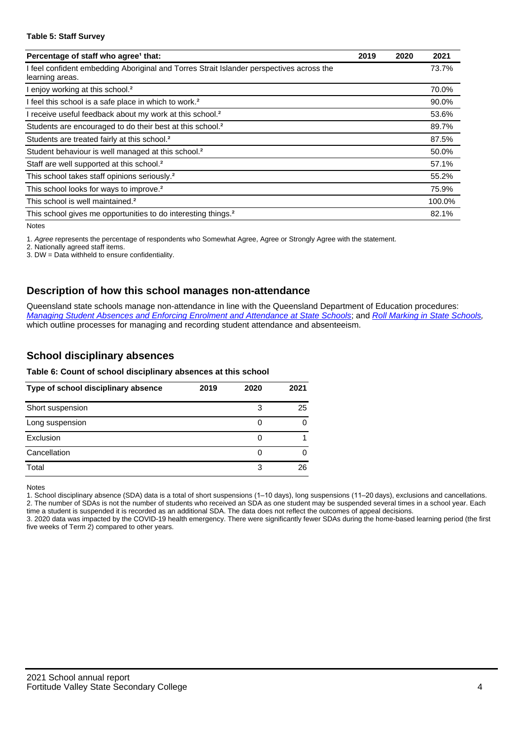**Table 5: Staff Survey**

| Percentage of staff who agree[1] that: | 2019 | 2020 | 2021 |
|---|---|---|---|
| I feel confident embedding Aboriginal and Torres Strait Islander perspectives across the learning areas. | | | 73.7% |
| I enjoy working at this school.[2] | | | 70.0% |
| I feel this school is a safe place in which to work.[2] | | | 90.0% |
| I receive useful feedback about my work at this school.[2] | | | 53.6% |
| Students are encouraged to do their best at this school.[2] | | | 89.7% |
| Students are treated fairly at this school.[2] | | | 87.5% |
| Student behaviour is well managed at this school.[2] | | | 50.0% |
| Staff are well supported at this school.[2] | | | 57.1% |
| This school takes staff opinions seriously.[2] | | | 55.2% |
| This school looks for ways to improve.[2] | | | 75.9% |
| This school is well maintained.[2] | | | 100.0% |
| This school gives me opportunities to do interesting things.[2] | | | 82.1% |

Notes

1. *Agree* represents the percentage of respondents who Somewhat Agree, Agree or Strongly Agree with the statement.
2. Nationally agreed staff items.
3. DW = Data withheld to ensure confidentiality.

## Description of how this school manages non-attendance

Queensland state schools manage non-attendance in line with the Queensland Department of Education procedures: *Managing Student Absences and Enforcing Enrolment and Attendance at State Schools*; and *Roll Marking in State Schools*, which outline processes for managing and recording student attendance and absenteeism.

## School disciplinary absences

**Table 6: Count of school disciplinary absences at this school**

| Type of school disciplinary absence | 2019 | 2020 | 2021 |
|---|---|---|---|
| Short suspension | | 3 | 25 |
| Long suspension | | 0 | 0 |
| Exclusion | | 0 | 1 |
| Cancellation | | 0 | 0 |
| Total | | 3 | 26 |

Notes

1. School disciplinary absence (SDA) data is a total of short suspensions (1–10 days), long suspensions (11–20 days), exclusions and cancellations.
2. The number of SDAs is not the number of students who received an SDA as one student may be suspended several times in a school year. Each time a student is suspended it is recorded as an additional SDA. The data does not reflect the outcomes of appeal decisions.
3. 2020 data was impacted by the COVID-19 health emergency. There were significantly fewer SDAs during the home-based learning period (the first five weeks of Term 2) compared to other years.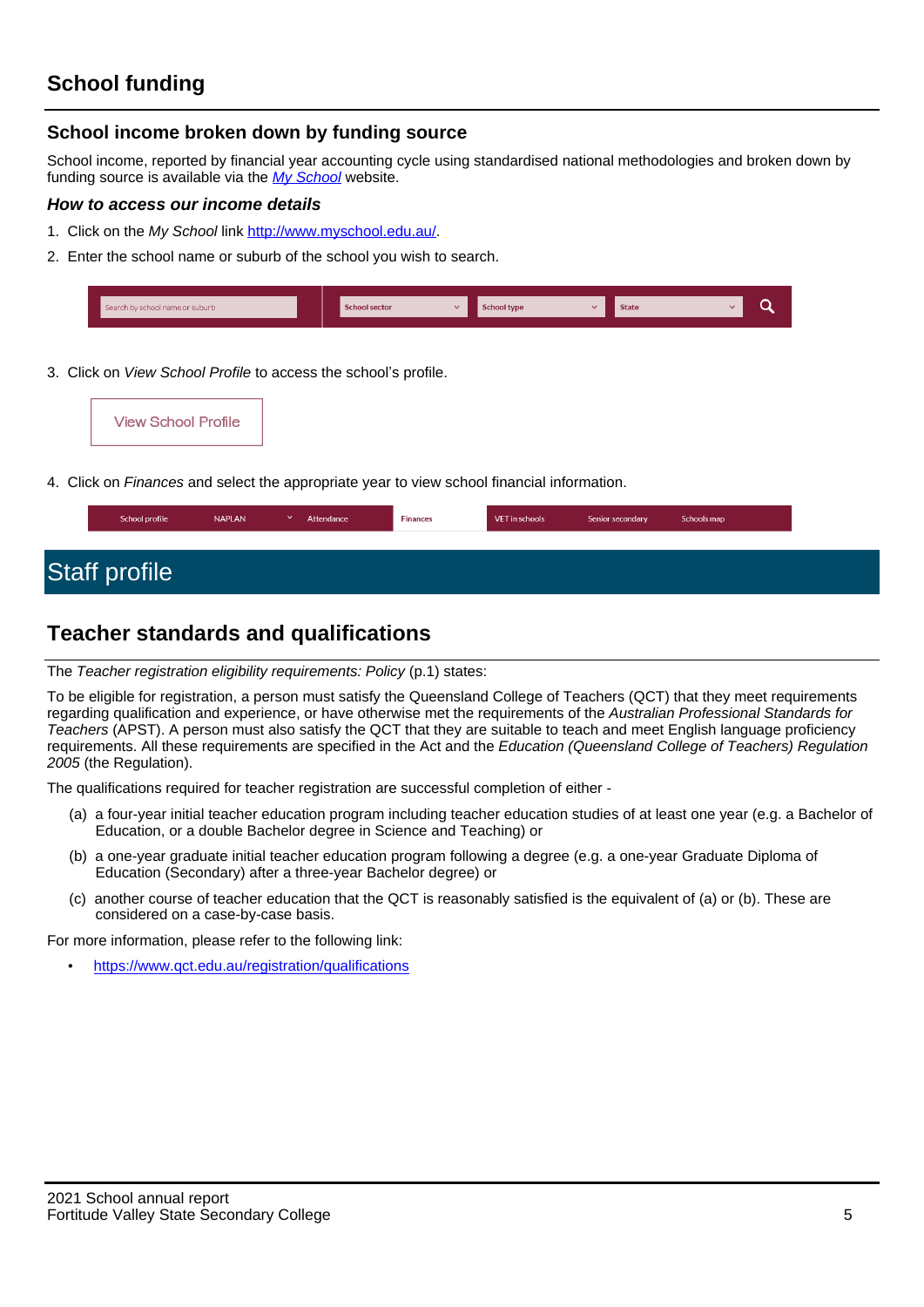## School funding

### School income broken down by funding source

School income, reported by financial year accounting cycle using standardised national methodologies and broken down by funding source is available via the [*My School*](http://www.myschool.edu.au/) website.

#### *How to access our income details*

1. Click on the *My School* link [http://www.myschool.edu.au/](http://www.myschool.edu.au/).
2. Enter the school name or suburb of the school you wish to search.

Search by school name or suburb | School sector | School type | State

3. Click on *View School Profile* to access the school's profile.

View School Profile

4. Click on *Finances* and select the appropriate year to view school financial information.

School profile | NAPLAN | Attendance | Finances | VET in schools | Senior secondary | Schools map

# Staff profile

## Teacher standards and qualifications

The *Teacher registration eligibility requirements: Policy* (p.1) states:

To be eligible for registration, a person must satisfy the Queensland College of Teachers (QCT) that they meet requirements regarding qualification and experience, or have otherwise met the requirements of the *Australian Professional Standards for Teachers* (APST). A person must also satisfy the QCT that they are suitable to teach and meet English language proficiency requirements. All these requirements are specified in the Act and the *Education (Queensland College of Teachers) Regulation 2005* (the Regulation).

The qualifications required for teacher registration are successful completion of either -

(a) a four-year initial teacher education program including teacher education studies of at least one year (e.g. a Bachelor of Education, or a double Bachelor degree in Science and Teaching) or

(b) a one-year graduate initial teacher education program following a degree (e.g. a one-year Graduate Diploma of Education (Secondary) after a three-year Bachelor degree) or

(c) another course of teacher education that the QCT is reasonably satisfied is the equivalent of (a) or (b). These are considered on a case-by-case basis.

For more information, please refer to the following link:

- [https://www.qct.edu.au/registration/qualifications](https://www.qct.edu.au/registration/qualifications)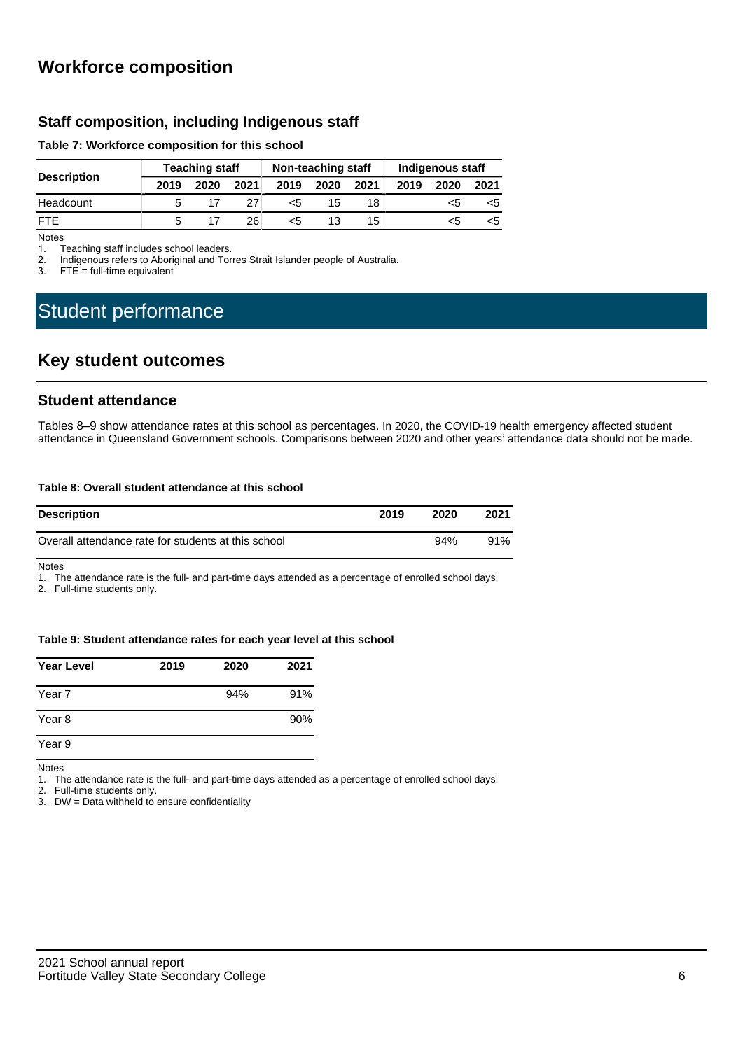## Workforce composition

### Staff composition, including Indigenous staff

**Table 7: Workforce composition for this school**

| Description | Teaching staff | | | Non-teaching staff | | | Indigenous staff | | |
|---|---|---|---|---|---|---|---|---|---|
| | 2019 | 2020 | 2021 | 2019 | 2020 | 2021 | 2019 | 2020 | 2021 |
| Headcount | 5 | 17 | 27 | <5 | 15 | 18 | | <5 | <5 |
| FTE | 5 | 17 | 26 | <5 | 13 | 15 | | <5 | <5 |

Notes

1. Teaching staff includes school leaders.
2. Indigenous refers to Aboriginal and Torres Strait Islander people of Australia.
3. FTE = full-time equivalent

# Student performance

## Key student outcomes

### Student attendance

Tables 8–9 show attendance rates at this school as percentages. In 2020, the COVID-19 health emergency affected student attendance in Queensland Government schools. Comparisons between 2020 and other years' attendance data should not be made.

**Table 8: Overall student attendance at this school**

| Description | 2019 | 2020 | 2021 |
|---|---|---|---|
| Overall attendance rate for students at this school | | 94% | 91% |

Notes

1. The attendance rate is the full- and part-time days attended as a percentage of enrolled school days.
2. Full-time students only.

**Table 9: Student attendance rates for each year level at this school**

| Year Level | 2019 | 2020 | 2021 |
|---|---|---|---|
| Year 7 | | 94% | 91% |
| Year 8 | | | 90% |
| Year 9 | | | |

Notes

1. The attendance rate is the full- and part-time days attended as a percentage of enrolled school days.
2. Full-time students only.
3. DW = Data withheld to ensure confidentiality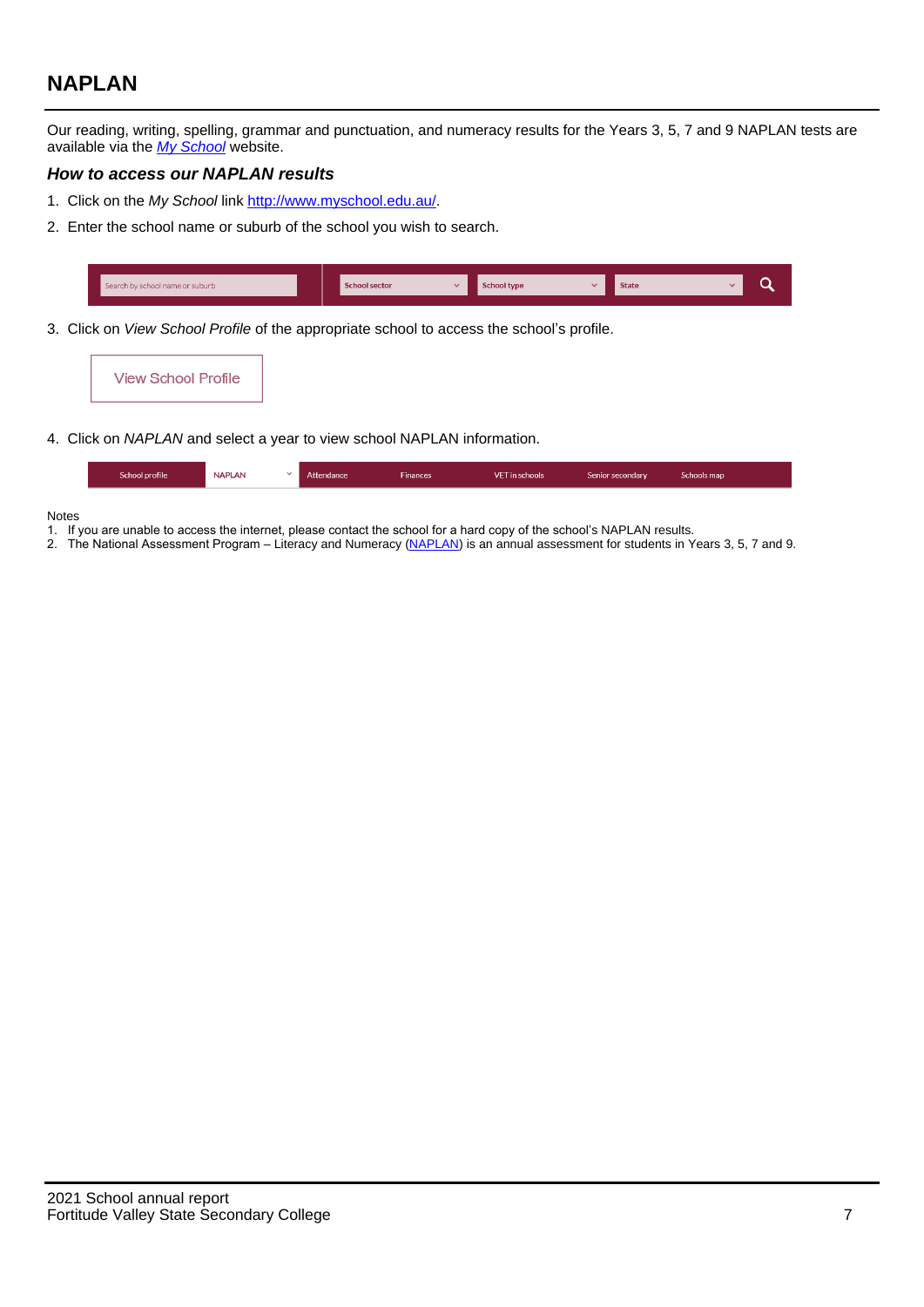## NAPLAN

Our reading, writing, spelling, grammar and punctuation, and numeracy results for the Years 3, 5, 7 and 9 NAPLAN tests are available via the *My School* website.

### *How to access our NAPLAN results*

1. Click on the *My School* link http://www.myschool.edu.au/.
2. Enter the school name or suburb of the school you wish to search.

Search by school name or suburb | School sector | School type | State

3. Click on *View School Profile* of the appropriate school to access the school's profile.

View School Profile

4. Click on *NAPLAN* and select a year to view school NAPLAN information.

School profile | NAPLAN | Attendance | Finances | VET in schools | Senior secondary | Schools map

Notes
1. If you are unable to access the internet, please contact the school for a hard copy of the school's NAPLAN results.
2. The National Assessment Program – Literacy and Numeracy (NAPLAN) is an annual assessment for students in Years 3, 5, 7 and 9.